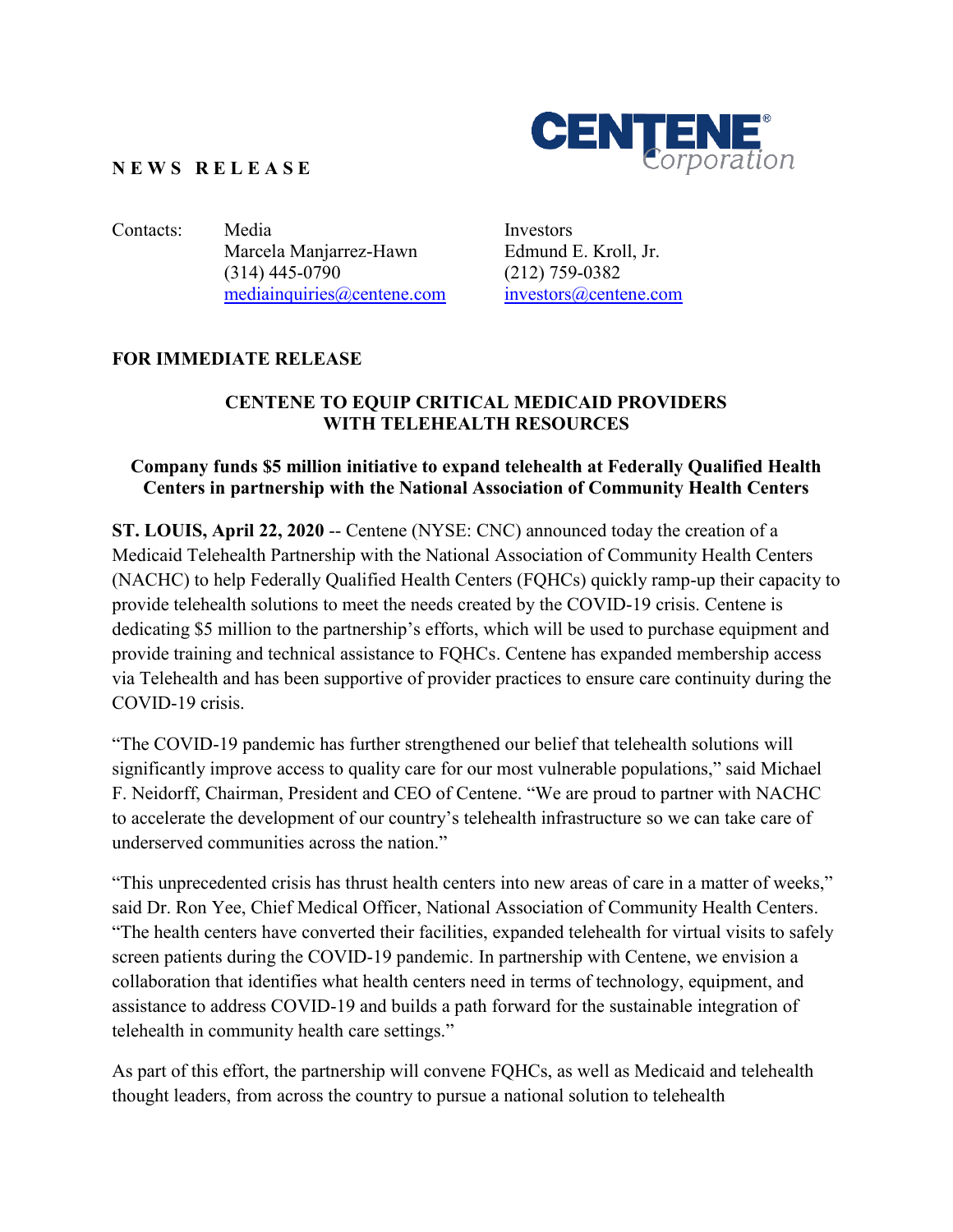**NEWS RELEASE**

Contacts: 

| Media | Investors |
| --- | --- |
| Marcela Manjarrez-Hawn | Edmund E. Kroll, Jr. |
| (314) 445-0790 | (212) 759-0382 |
| mediainquiries@centene.com | investors@centene.com |

**FOR IMMEDIATE RELEASE**

# CENTENE TO EQUIP CRITICAL MEDICAID PROVIDERS WITH TELEHEALTH RESOURCES

## Company funds $5 million initiative to expand telehealth at Federally Qualified Health Centers in partnership with the National Association of Community Health Centers

**ST. LOUIS, April 22, 2020** -- Centene (NYSE: CNC) announced today the creation of a Medicaid Telehealth Partnership with the National Association of Community Health Centers (NACHC) to help Federally Qualified Health Centers (FQHCs) quickly ramp-up their capacity to provide telehealth solutions to meet the needs created by the COVID-19 crisis. Centene is dedicating $5 million to the partnership's efforts, which will be used to purchase equipment and provide training and technical assistance to FQHCs. Centene has expanded membership access via Telehealth and has been supportive of provider practices to ensure care continuity during the COVID-19 crisis.

"The COVID-19 pandemic has further strengthened our belief that telehealth solutions will significantly improve access to quality care for our most vulnerable populations," said Michael F. Neidorff, Chairman, President and CEO of Centene. "We are proud to partner with NACHC to accelerate the development of our country's telehealth infrastructure so we can take care of underserved communities across the nation."

"This unprecedented crisis has thrust health centers into new areas of care in a matter of weeks," said Dr. Ron Yee, Chief Medical Officer, National Association of Community Health Centers. "The health centers have converted their facilities, expanded telehealth for virtual visits to safely screen patients during the COVID-19 pandemic. In partnership with Centene, we envision a collaboration that identifies what health centers need in terms of technology, equipment, and assistance to address COVID-19 and builds a path forward for the sustainable integration of telehealth in community health care settings."

As part of this effort, the partnership will convene FQHCs, as well as Medicaid and telehealth thought leaders, from across the country to pursue a national solution to telehealth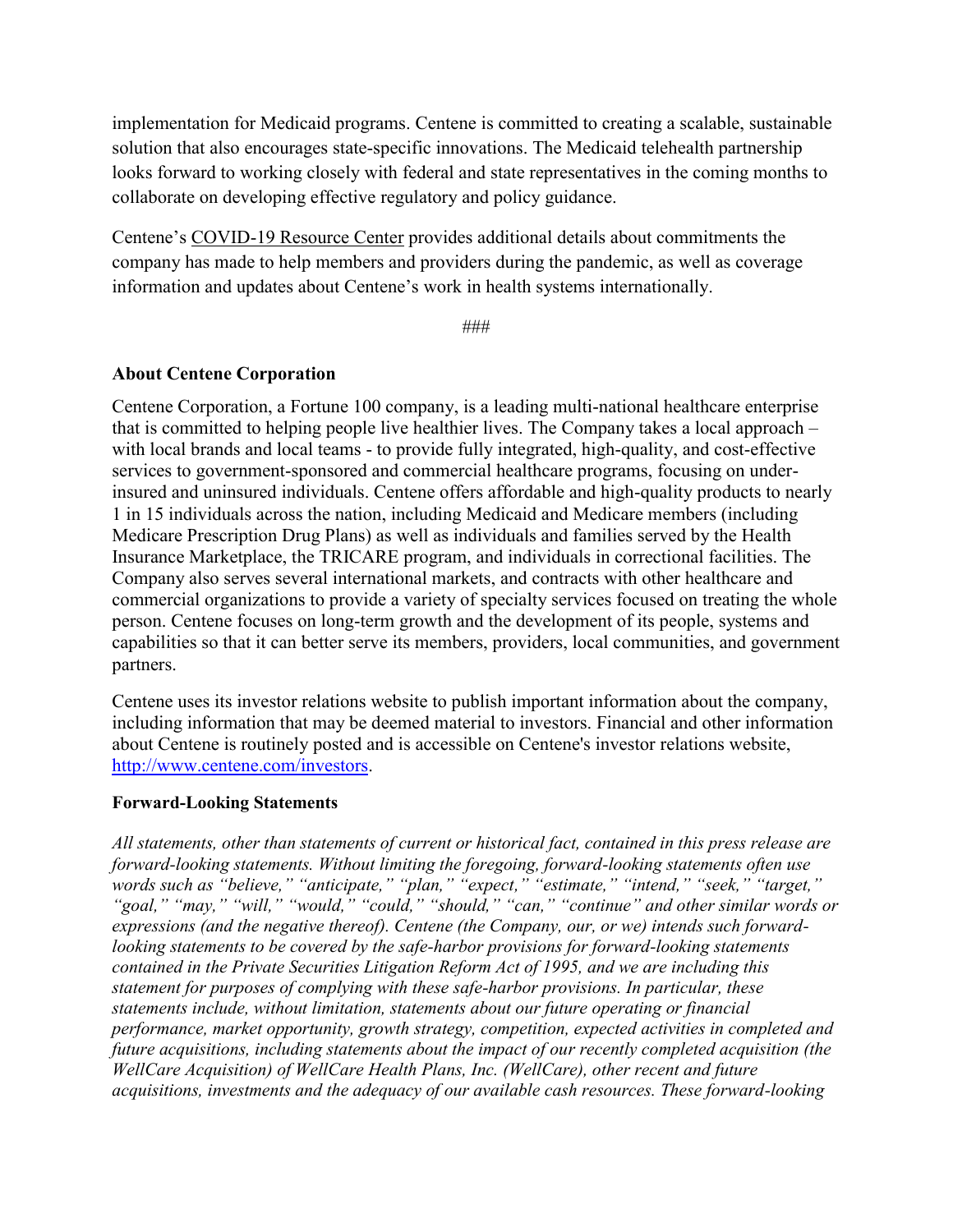implementation for Medicaid programs. Centene is committed to creating a scalable, sustainable solution that also encourages state-specific innovations. The Medicaid telehealth partnership looks forward to working closely with federal and state representatives in the coming months to collaborate on developing effective regulatory and policy guidance.

Centene's COVID-19 Resource Center provides additional details about commitments the company has made to help members and providers during the pandemic, as well as coverage information and updates about Centene's work in health systems internationally.

###

**About Centene Corporation**

Centene Corporation, a Fortune 100 company, is a leading multi-national healthcare enterprise that is committed to helping people live healthier lives. The Company takes a local approach – with local brands and local teams - to provide fully integrated, high-quality, and cost-effective services to government-sponsored and commercial healthcare programs, focusing on under-insured and uninsured individuals. Centene offers affordable and high-quality products to nearly 1 in 15 individuals across the nation, including Medicaid and Medicare members (including Medicare Prescription Drug Plans) as well as individuals and families served by the Health Insurance Marketplace, the TRICARE program, and individuals in correctional facilities. The Company also serves several international markets, and contracts with other healthcare and commercial organizations to provide a variety of specialty services focused on treating the whole person. Centene focuses on long-term growth and the development of its people, systems and capabilities so that it can better serve its members, providers, local communities, and government partners.

Centene uses its investor relations website to publish important information about the company, including information that may be deemed material to investors. Financial and other information about Centene is routinely posted and is accessible on Centene's investor relations website, [http://www.centene.com/investors](http://www.centene.com/investors).

**Forward-Looking Statements**

*All statements, other than statements of current or historical fact, contained in this press release are forward-looking statements. Without limiting the foregoing, forward-looking statements often use words such as "believe," "anticipate," "plan," "expect," "estimate," "intend," "seek," "target," "goal," "may," "will," "would," "could," "should," "can," "continue" and other similar words or expressions (and the negative thereof). Centene (the Company, our, or we) intends such forward-looking statements to be covered by the safe-harbor provisions for forward-looking statements contained in the Private Securities Litigation Reform Act of 1995, and we are including this statement for purposes of complying with these safe-harbor provisions. In particular, these statements include, without limitation, statements about our future operating or financial performance, market opportunity, growth strategy, competition, expected activities in completed and future acquisitions, including statements about the impact of our recently completed acquisition (the WellCare Acquisition) of WellCare Health Plans, Inc. (WellCare), other recent and future acquisitions, investments and the adequacy of our available cash resources. These forward-looking*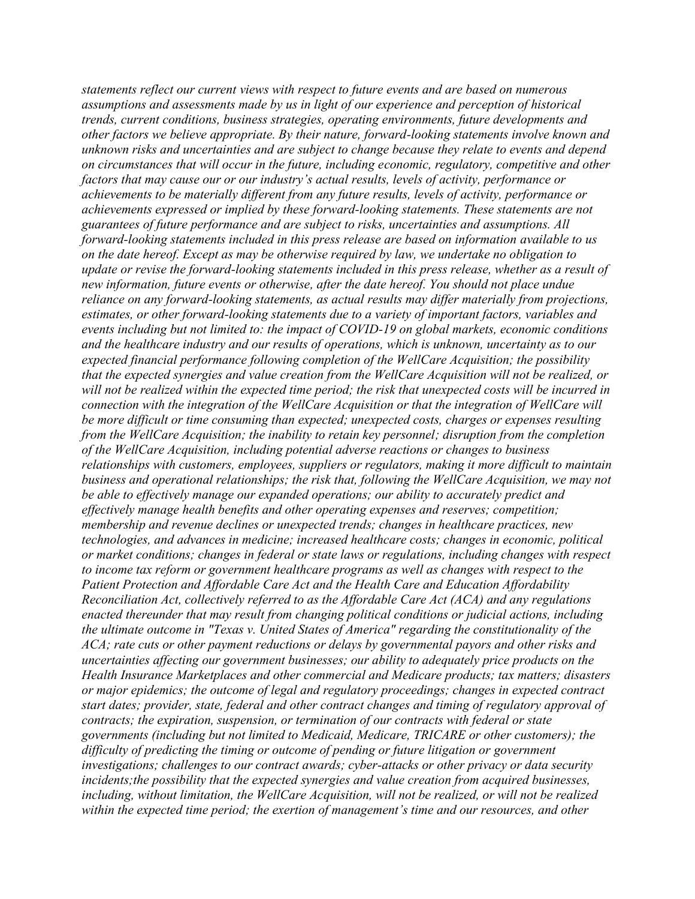*statements reflect our current views with respect to future events and are based on numerous assumptions and assessments made by us in light of our experience and perception of historical trends, current conditions, business strategies, operating environments, future developments and other factors we believe appropriate. By their nature, forward-looking statements involve known and unknown risks and uncertainties and are subject to change because they relate to events and depend on circumstances that will occur in the future, including economic, regulatory, competitive and other factors that may cause our or our industry's actual results, levels of activity, performance or achievements to be materially different from any future results, levels of activity, performance or achievements expressed or implied by these forward-looking statements. These statements are not guarantees of future performance and are subject to risks, uncertainties and assumptions. All forward-looking statements included in this press release are based on information available to us on the date hereof. Except as may be otherwise required by law, we undertake no obligation to update or revise the forward-looking statements included in this press release, whether as a result of new information, future events or otherwise, after the date hereof. You should not place undue reliance on any forward-looking statements, as actual results may differ materially from projections, estimates, or other forward-looking statements due to a variety of important factors, variables and events including but not limited to: the impact of COVID-19 on global markets, economic conditions and the healthcare industry and our results of operations, which is unknown, uncertainty as to our expected financial performance following completion of the WellCare Acquisition; the possibility that the expected synergies and value creation from the WellCare Acquisition will not be realized, or will not be realized within the expected time period; the risk that unexpected costs will be incurred in connection with the integration of the WellCare Acquisition or that the integration of WellCare will be more difficult or time consuming than expected; unexpected costs, charges or expenses resulting from the WellCare Acquisition; the inability to retain key personnel; disruption from the completion of the WellCare Acquisition, including potential adverse reactions or changes to business relationships with customers, employees, suppliers or regulators, making it more difficult to maintain business and operational relationships; the risk that, following the WellCare Acquisition, we may not be able to effectively manage our expanded operations; our ability to accurately predict and effectively manage health benefits and other operating expenses and reserves; competition; membership and revenue declines or unexpected trends; changes in healthcare practices, new technologies, and advances in medicine; increased healthcare costs; changes in economic, political or market conditions; changes in federal or state laws or regulations, including changes with respect to income tax reform or government healthcare programs as well as changes with respect to the Patient Protection and Affordable Care Act and the Health Care and Education Affordability Reconciliation Act, collectively referred to as the Affordable Care Act (ACA) and any regulations enacted thereunder that may result from changing political conditions or judicial actions, including the ultimate outcome in "Texas v. United States of America" regarding the constitutionality of the ACA; rate cuts or other payment reductions or delays by governmental payors and other risks and uncertainties affecting our government businesses; our ability to adequately price products on the Health Insurance Marketplaces and other commercial and Medicare products; tax matters; disasters or major epidemics; the outcome of legal and regulatory proceedings; changes in expected contract start dates; provider, state, federal and other contract changes and timing of regulatory approval of contracts; the expiration, suspension, or termination of our contracts with federal or state governments (including but not limited to Medicaid, Medicare, TRICARE or other customers); the difficulty of predicting the timing or outcome of pending or future litigation or government investigations; challenges to our contract awards; cyber-attacks or other privacy or data security incidents;the possibility that the expected synergies and value creation from acquired businesses, including, without limitation, the WellCare Acquisition, will not be realized, or will not be realized within the expected time period; the exertion of management's time and our resources, and other*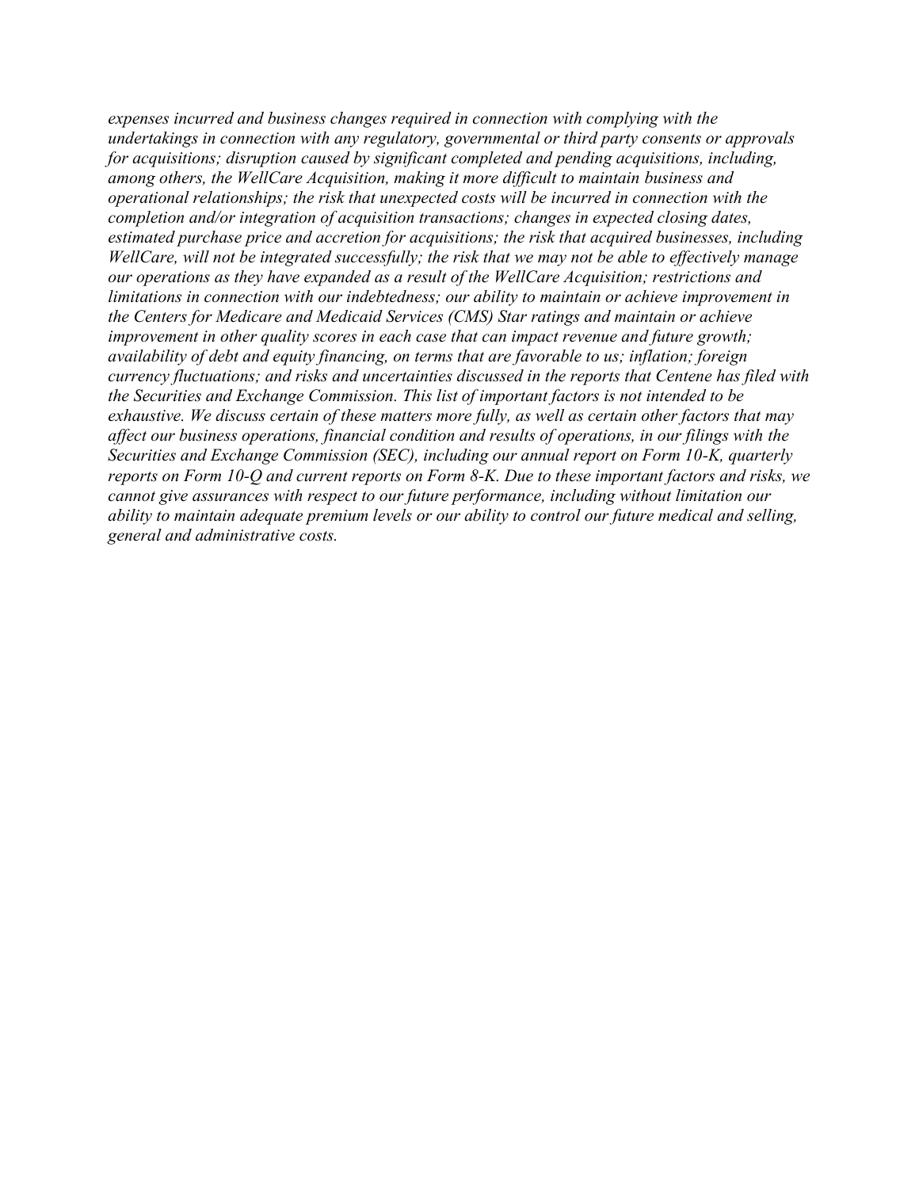*expenses incurred and business changes required in connection with complying with the undertakings in connection with any regulatory, governmental or third party consents or approvals for acquisitions; disruption caused by significant completed and pending acquisitions, including, among others, the WellCare Acquisition, making it more difficult to maintain business and operational relationships; the risk that unexpected costs will be incurred in connection with the completion and/or integration of acquisition transactions; changes in expected closing dates, estimated purchase price and accretion for acquisitions; the risk that acquired businesses, including WellCare, will not be integrated successfully; the risk that we may not be able to effectively manage our operations as they have expanded as a result of the WellCare Acquisition; restrictions and limitations in connection with our indebtedness; our ability to maintain or achieve improvement in the Centers for Medicare and Medicaid Services (CMS) Star ratings and maintain or achieve improvement in other quality scores in each case that can impact revenue and future growth; availability of debt and equity financing, on terms that are favorable to us; inflation; foreign currency fluctuations; and risks and uncertainties discussed in the reports that Centene has filed with the Securities and Exchange Commission. This list of important factors is not intended to be exhaustive. We discuss certain of these matters more fully, as well as certain other factors that may affect our business operations, financial condition and results of operations, in our filings with the Securities and Exchange Commission (SEC), including our annual report on Form 10-K, quarterly reports on Form 10-Q and current reports on Form 8-K. Due to these important factors and risks, we cannot give assurances with respect to our future performance, including without limitation our ability to maintain adequate premium levels or our ability to control our future medical and selling, general and administrative costs.*